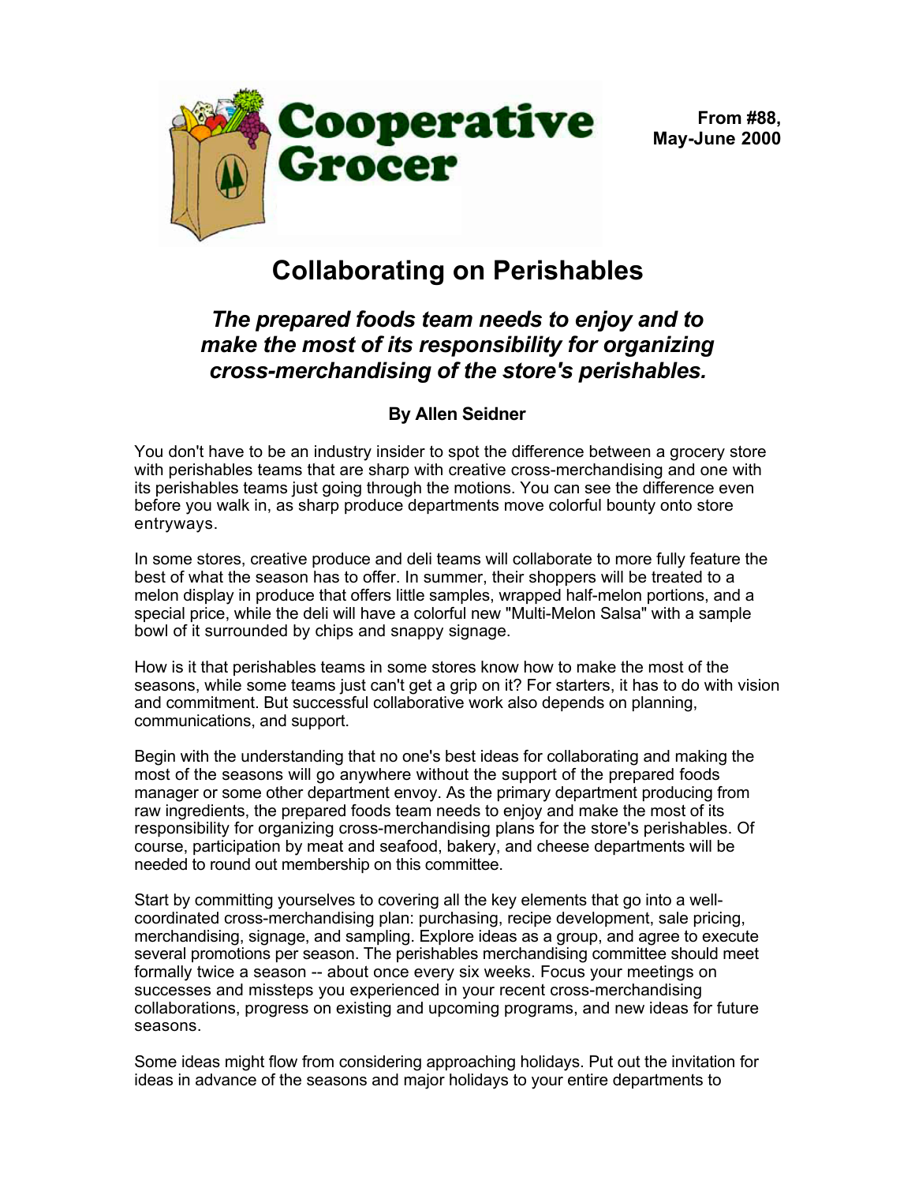Cooperative Grocer

**From #88, May-June 2000**

# Collaborating on Perishables

### *The prepared foods team needs to enjoy and to make the most of its responsibility for organizing cross-merchandising of the store's perishables.*

**By Allen Seidner**

You don't have to be an industry insider to spot the difference between a grocery store with perishables teams that are sharp with creative cross-merchandising and one with its perishables teams just going through the motions. You can see the difference even before you walk in, as sharp produce departments move colorful bounty onto store entryways.

In some stores, creative produce and deli teams will collaborate to more fully feature the best of what the season has to offer. In summer, their shoppers will be treated to a melon display in produce that offers little samples, wrapped half-melon portions, and a special price, while the deli will have a colorful new "Multi-Melon Salsa" with a sample bowl of it surrounded by chips and snappy signage.

How is it that perishables teams in some stores know how to make the most of the seasons, while some teams just can't get a grip on it? For starters, it has to do with vision and commitment. But successful collaborative work also depends on planning, communications, and support.

Begin with the understanding that no one's best ideas for collaborating and making the most of the seasons will go anywhere without the support of the prepared foods manager or some other department envoy. As the primary department producing from raw ingredients, the prepared foods team needs to enjoy and make the most of its responsibility for organizing cross-merchandising plans for the store's perishables. Of course, participation by meat and seafood, bakery, and cheese departments will be needed to round out membership on this committee.

Start by committing yourselves to covering all the key elements that go into a well-coordinated cross-merchandising plan: purchasing, recipe development, sale pricing, merchandising, signage, and sampling. Explore ideas as a group, and agree to execute several promotions per season. The perishables merchandising committee should meet formally twice a season -- about once every six weeks. Focus your meetings on successes and missteps you experienced in your recent cross-merchandising collaborations, progress on existing and upcoming programs, and new ideas for future seasons.

Some ideas might flow from considering approaching holidays. Put out the invitation for ideas in advance of the seasons and major holidays to your entire departments to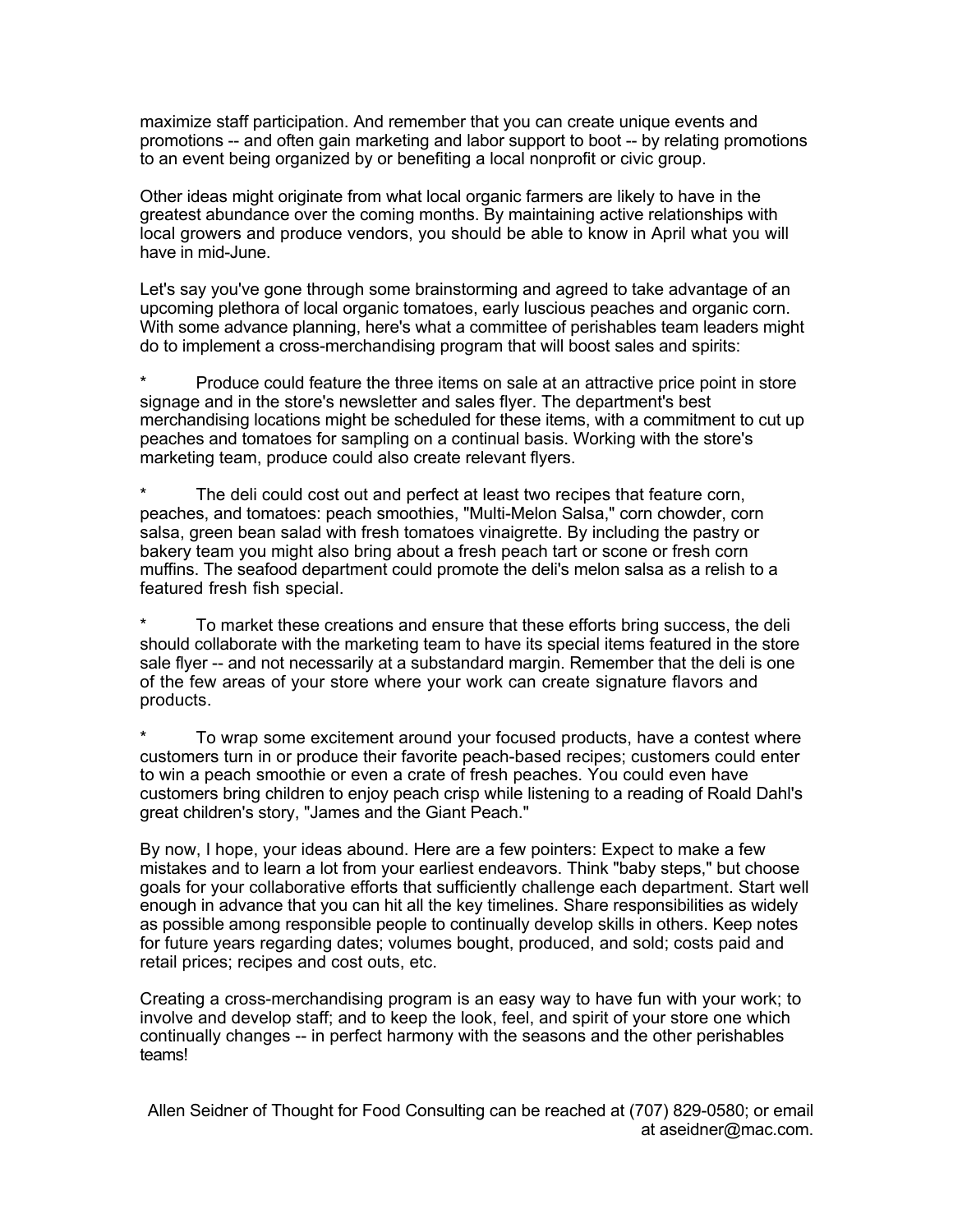maximize staff participation. And remember that you can create unique events and promotions -- and often gain marketing and labor support to boot -- by relating promotions to an event being organized by or benefiting a local nonprofit or civic group.

Other ideas might originate from what local organic farmers are likely to have in the greatest abundance over the coming months. By maintaining active relationships with local growers and produce vendors, you should be able to know in April what you will have in mid-June.

Let's say you've gone through some brainstorming and agreed to take advantage of an upcoming plethora of local organic tomatoes, early luscious peaches and organic corn. With some advance planning, here's what a committee of perishables team leaders might do to implement a cross-merchandising program that will boost sales and spirits:

* Produce could feature the three items on sale at an attractive price point in store signage and in the store's newsletter and sales flyer. The department's best merchandising locations might be scheduled for these items, with a commitment to cut up peaches and tomatoes for sampling on a continual basis. Working with the store's marketing team, produce could also create relevant flyers.

* The deli could cost out and perfect at least two recipes that feature corn, peaches, and tomatoes: peach smoothies, "Multi-Melon Salsa," corn chowder, corn salsa, green bean salad with fresh tomatoes vinaigrette. By including the pastry or bakery team you might also bring about a fresh peach tart or scone or fresh corn muffins. The seafood department could promote the deli's melon salsa as a relish to a featured fresh fish special.

* To market these creations and ensure that these efforts bring success, the deli should collaborate with the marketing team to have its special items featured in the store sale flyer -- and not necessarily at a substandard margin. Remember that the deli is one of the few areas of your store where your work can create signature flavors and products.

* To wrap some excitement around your focused products, have a contest where customers turn in or produce their favorite peach-based recipes; customers could enter to win a peach smoothie or even a crate of fresh peaches. You could even have customers bring children to enjoy peach crisp while listening to a reading of Roald Dahl's great children's story, "James and the Giant Peach."

By now, I hope, your ideas abound. Here are a few pointers: Expect to make a few mistakes and to learn a lot from your earliest endeavors. Think "baby steps," but choose goals for your collaborative efforts that sufficiently challenge each department. Start well enough in advance that you can hit all the key timelines. Share responsibilities as widely as possible among responsible people to continually develop skills in others. Keep notes for future years regarding dates; volumes bought, produced, and sold; costs paid and retail prices; recipes and cost outs, etc.

Creating a cross-merchandising program is an easy way to have fun with your work; to involve and develop staff; and to keep the look, feel, and spirit of your store one which continually changes -- in perfect harmony with the seasons and the other perishables teams!

Allen Seidner of Thought for Food Consulting can be reached at (707) 829-0580; or email at aseidner@mac.com.